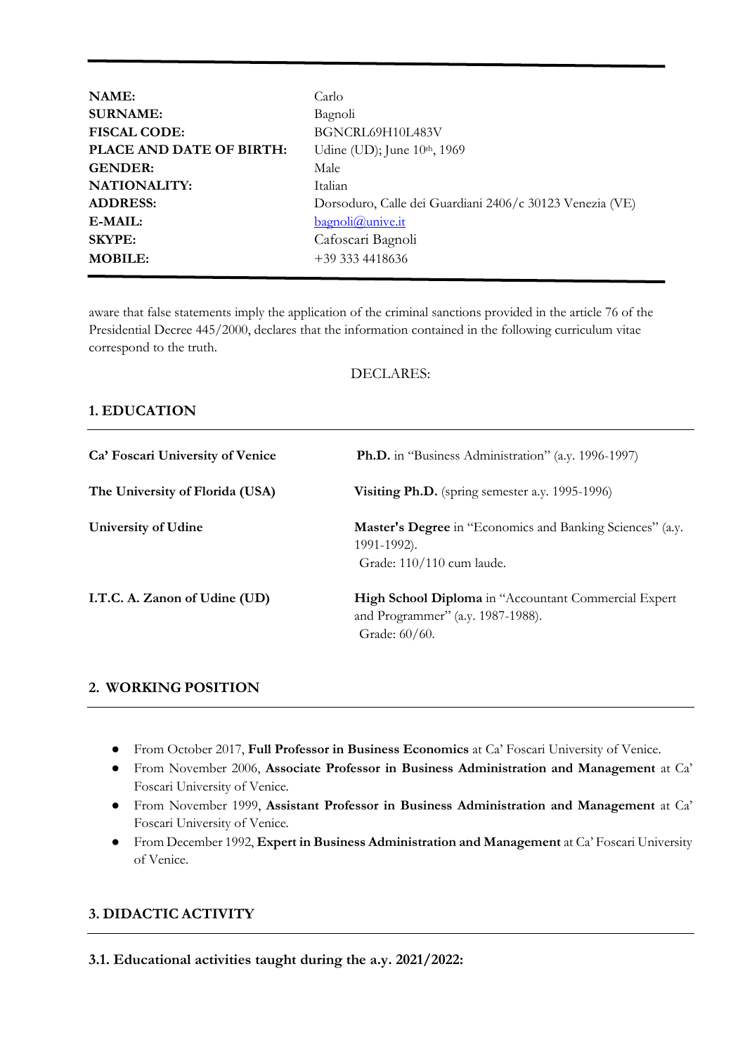| | |
|---|---|
| **NAME:** | Carlo |
| **SURNAME:** | Bagnoli |
| **FISCAL CODE:** | BGNCRL69H10L483V |
| **PLACE AND DATE OF BIRTH:** | Udine (UD); June 10th, 1969 |
| **GENDER:** | Male |
| **NATIONALITY:** | Italian |
| **ADDRESS:** | Dorsoduro, Calle dei Guardiani 2406/c 30123 Venezia (VE) |
| **E-MAIL:** | bagnoli@unive.it |
| **SKYPE:** | Cafoscari Bagnoli |
| **MOBILE:** | +39 333 4418636 |

aware that false statements imply the application of the criminal sanctions provided in the article 76 of the Presidential Decree 445/2000, declares that the information contained in the following curriculum vitae correspond to the truth.

DECLARES:

## 1. EDUCATION

| | |
|---|---|
| **Ca' Foscari University of Venice** | **Ph.D.** in "Business Administration" (a.y. 1996-1997) |
| **The University of Florida (USA)** | **Visiting Ph.D.** (spring semester a.y. 1995-1996) |
| **University of Udine** | **Master's Degree** in "Economics and Banking Sciences" (a.y. 1991-1992). Grade: 110/110 cum laude. |
| **I.T.C. A. Zanon of Udine (UD)** | **High School Diploma** in "Accountant Commercial Expert and Programmer" (a.y. 1987-1988). Grade: 60/60. |

## 2. WORKING POSITION

- From October 2017, **Full Professor in Business Economics** at Ca' Foscari University of Venice.
- From November 2006, **Associate Professor in Business Administration and Management** at Ca' Foscari University of Venice.
- From November 1999, **Assistant Professor in Business Administration and Management** at Ca' Foscari University of Venice.
- From December 1992, **Expert in Business Administration and Management** at Ca' Foscari University of Venice.

## 3. DIDACTIC ACTIVITY

### 3.1. Educational activities taught during the a.y. 2021/2022: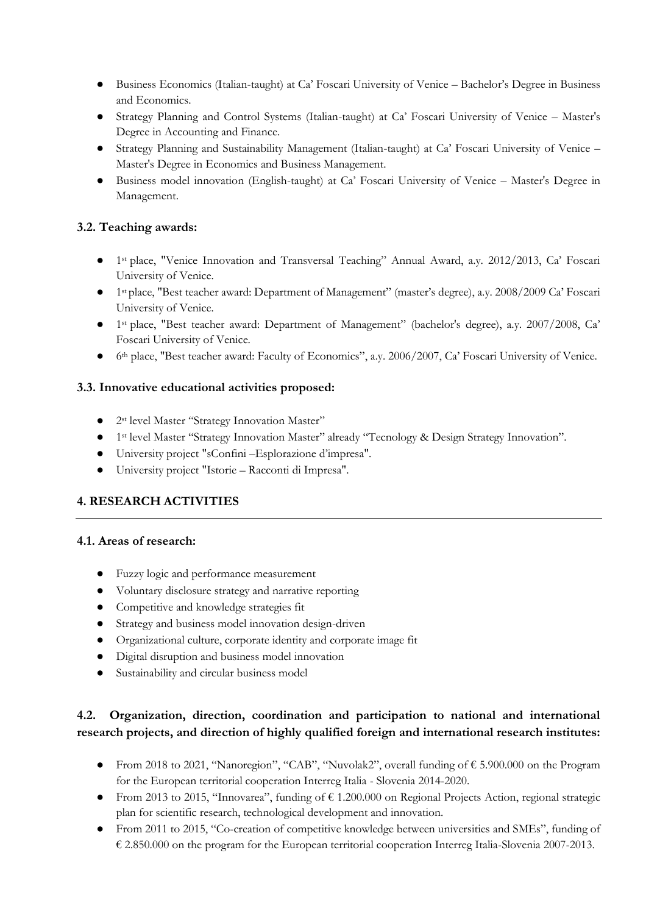- Business Economics (Italian-taught) at Ca' Foscari University of Venice – Bachelor's Degree in Business and Economics.
- Strategy Planning and Control Systems (Italian-taught) at Ca' Foscari University of Venice – Master's Degree in Accounting and Finance.
- Strategy Planning and Sustainability Management (Italian-taught) at Ca' Foscari University of Venice – Master's Degree in Economics and Business Management.
- Business model innovation (English-taught) at Ca' Foscari University of Venice – Master's Degree in Management.

### 3.2. Teaching awards:

- 1st place, "Venice Innovation and Transversal Teaching" Annual Award, a.y. 2012/2013, Ca' Foscari University of Venice.
- 1st place, "Best teacher award: Department of Management" (master's degree), a.y. 2008/2009 Ca' Foscari University of Venice.
- 1st place, "Best teacher award: Department of Management" (bachelor's degree), a.y. 2007/2008, Ca' Foscari University of Venice.
- 6th place, "Best teacher award: Faculty of Economics", a.y. 2006/2007, Ca' Foscari University of Venice.

### 3.3. Innovative educational activities proposed:

- 2st level Master "Strategy Innovation Master"
- 1st level Master "Strategy Innovation Master" already "Tecnology & Design Strategy Innovation".
- University project "sConfini –Esplorazione d'impresa".
- University project "Istorie – Racconti di Impresa".

## 4. RESEARCH ACTIVITIES

### 4.1. Areas of research:

- Fuzzy logic and performance measurement
- Voluntary disclosure strategy and narrative reporting
- Competitive and knowledge strategies fit
- Strategy and business model innovation design-driven
- Organizational culture, corporate identity and corporate image fit
- Digital disruption and business model innovation
- Sustainability and circular business model

### 4.2. Organization, direction, coordination and participation to national and international research projects, and direction of highly qualified foreign and international research institutes:

- From 2018 to 2021, "Nanoregion", "CAB", "Nuvolak2", overall funding of € 5.900.000 on the Program for the European territorial cooperation Interreg Italia - Slovenia 2014-2020.
- From 2013 to 2015, "Innovarea", funding of € 1.200.000 on Regional Projects Action, regional strategic plan for scientific research, technological development and innovation.
- From 2011 to 2015, "Co-creation of competitive knowledge between universities and SMEs", funding of € 2.850.000 on the program for the European territorial cooperation Interreg Italia-Slovenia 2007-2013.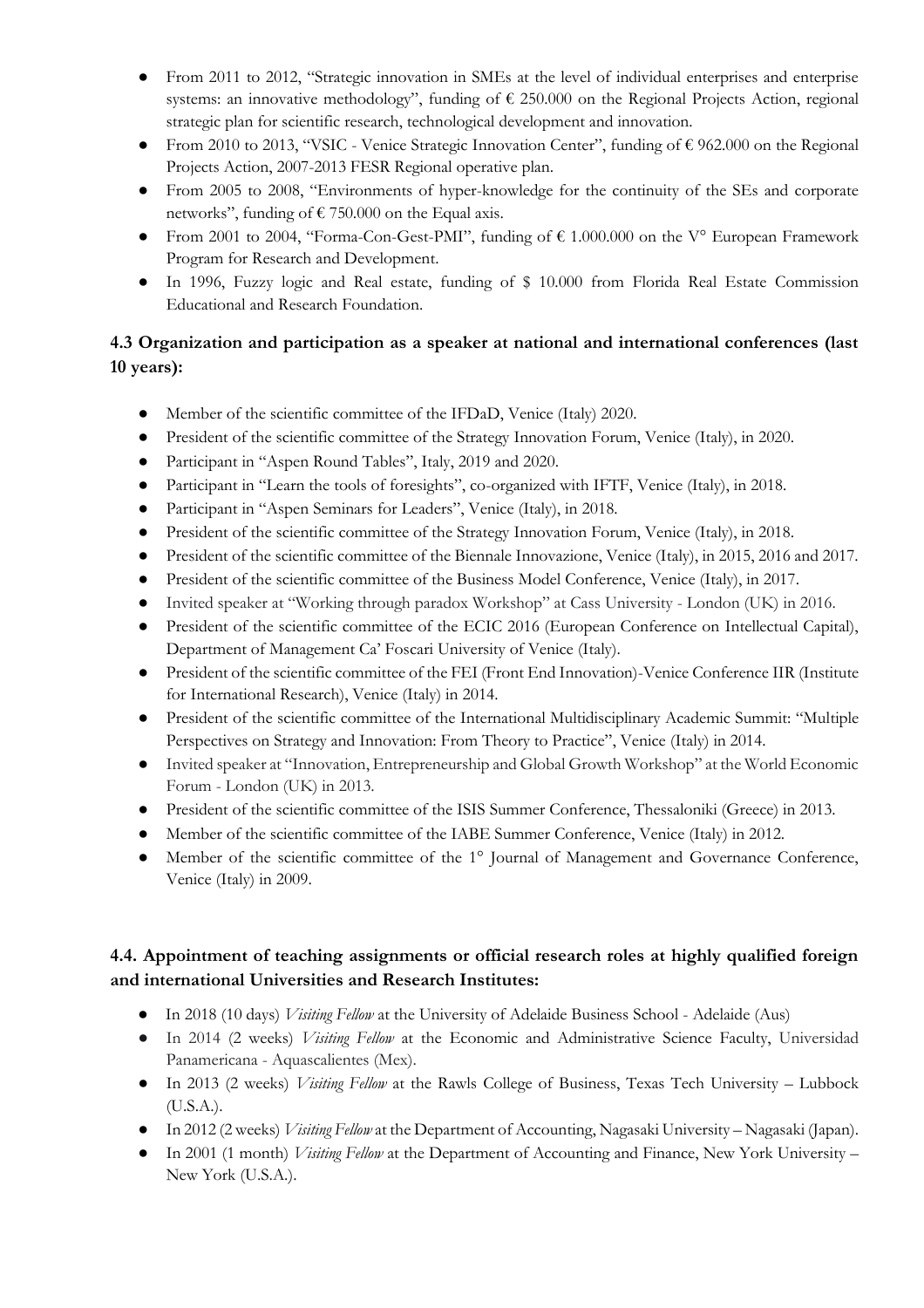- From 2011 to 2012, "Strategic innovation in SMEs at the level of individual enterprises and enterprise systems: an innovative methodology", funding of € 250.000 on the Regional Projects Action, regional strategic plan for scientific research, technological development and innovation.
- From 2010 to 2013, "VSIC - Venice Strategic Innovation Center", funding of € 962.000 on the Regional Projects Action, 2007-2013 FESR Regional operative plan.
- From 2005 to 2008, "Environments of hyper-knowledge for the continuity of the SEs and corporate networks", funding of € 750.000 on the Equal axis.
- From 2001 to 2004, "Forma-Con-Gest-PMI", funding of € 1.000.000 on the V° European Framework Program for Research and Development.
- In 1996, Fuzzy logic and Real estate, funding of $ 10.000 from Florida Real Estate Commission Educational and Research Foundation.

### 4.3 Organization and participation as a speaker at national and international conferences (last 10 years):

- Member of the scientific committee of the IFDaD, Venice (Italy) 2020.
- President of the scientific committee of the Strategy Innovation Forum, Venice (Italy), in 2020.
- Participant in "Aspen Round Tables", Italy, 2019 and 2020.
- Participant in "Learn the tools of foresights", co-organized with IFTF, Venice (Italy), in 2018.
- Participant in "Aspen Seminars for Leaders", Venice (Italy), in 2018.
- President of the scientific committee of the Strategy Innovation Forum, Venice (Italy), in 2018.
- President of the scientific committee of the Biennale Innovazione, Venice (Italy), in 2015, 2016 and 2017.
- President of the scientific committee of the Business Model Conference, Venice (Italy), in 2017.
- Invited speaker at "Working through paradox Workshop" at Cass University - London (UK) in 2016.
- President of the scientific committee of the ECIC 2016 (European Conference on Intellectual Capital), Department of Management Ca' Foscari University of Venice (Italy).
- President of the scientific committee of the FEI (Front End Innovation)-Venice Conference IIR (Institute for International Research), Venice (Italy) in 2014.
- President of the scientific committee of the International Multidisciplinary Academic Summit: "Multiple Perspectives on Strategy and Innovation: From Theory to Practice", Venice (Italy) in 2014.
- Invited speaker at "Innovation, Entrepreneurship and Global Growth Workshop" at the World Economic Forum - London (UK) in 2013.
- President of the scientific committee of the ISIS Summer Conference, Thessaloniki (Greece) in 2013.
- Member of the scientific committee of the IABE Summer Conference, Venice (Italy) in 2012.
- Member of the scientific committee of the 1° Journal of Management and Governance Conference, Venice (Italy) in 2009.

### 4.4. Appointment of teaching assignments or official research roles at highly qualified foreign and international Universities and Research Institutes:

- In 2018 (10 days) *Visiting Fellow* at the University of Adelaide Business School - Adelaide (Aus)
- In 2014 (2 weeks) *Visiting Fellow* at the Economic and Administrative Science Faculty, Universidad Panamericana - Aquascalientes (Mex).
- In 2013 (2 weeks) *Visiting Fellow* at the Rawls College of Business, Texas Tech University – Lubbock (U.S.A.).
- In 2012 (2 weeks) *Visiting Fellow* at the Department of Accounting, Nagasaki University – Nagasaki (Japan).
- In 2001 (1 month) *Visiting Fellow* at the Department of Accounting and Finance, New York University – New York (U.S.A.).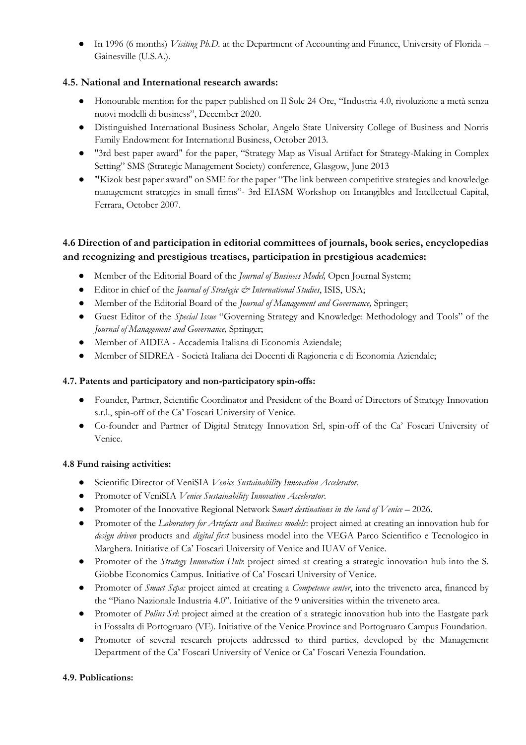- In 1996 (6 months) *Visiting Ph.D.* at the Department of Accounting and Finance, University of Florida – Gainesville (U.S.A.).

### 4.5. National and International research awards:

- Honourable mention for the paper published on Il Sole 24 Ore, "Industria 4.0, rivoluzione a metà senza nuovi modelli di business", December 2020.
- Distinguished International Business Scholar, Angelo State University College of Business and Norris Family Endowment for International Business, October 2013.
- "3rd best paper award" for the paper, "Strategy Map as Visual Artifact for Strategy-Making in Complex Setting" SMS (Strategic Management Society) conference, Glasgow, June 2013
- "Kizok best paper award" on SME for the paper "The link between competitive strategies and knowledge management strategies in small firms"- 3rd EIASM Workshop on Intangibles and Intellectual Capital, Ferrara, October 2007.

### 4.6 Direction of and participation in editorial committees of journals, book series, encyclopedias and recognizing and prestigious treatises, participation in prestigious academies:

- Member of the Editorial Board of the *Journal of Business Model,* Open Journal System;
- Editor in chief of the *Journal of Strategic & International Studies*, ISIS, USA;
- Member of the Editorial Board of the *Journal of Management and Governance,* Springer;
- Guest Editor of the *Special Issue* "Governing Strategy and Knowledge: Methodology and Tools" of the *Journal of Management and Governance,* Springer;
- Member of AIDEA - Accademia Italiana di Economia Aziendale;
- Member of SIDREA - Società Italiana dei Docenti di Ragioneria e di Economia Aziendale;

### 4.7. Patents and participatory and non-participatory spin-offs:

- Founder, Partner, Scientific Coordinator and President of the Board of Directors of Strategy Innovation s.r.l., spin-off of the Ca' Foscari University of Venice.
- Co-founder and Partner of Digital Strategy Innovation Srl, spin-off of the Ca' Foscari University of Venice.

### 4.8 Fund raising activities:

- Scientific Director of VeniSIA *Venice Sustainability Innovation Accelerator*.
- Promoter of VeniSIA *Venice Sustainability Innovation Accelerator*.
- Promoter of the Innovative Regional Network S*mart destinations in the land of Venice* – 2026.
- Promoter of the *Laboratory for Artefacts and Business models*: project aimed at creating an innovation hub for *design driven* products and *digital first* business model into the VEGA Parco Scientifico e Tecnologico in Marghera. Initiative of Ca' Foscari University of Venice and IUAV of Venice.
- Promoter of the *Strategy Innovation Hub*: project aimed at creating a strategic innovation hub into the S. Giobbe Economics Campus. Initiative of Ca' Foscari University of Venice.
- Promoter of *Smact Scpa:* project aimed at creating a *Competence center*, into the triveneto area, financed by the "Piano Nazionale Industria 4.0". Initiative of the 9 universities within the triveneto area.
- Promoter of *Polins Srl*: project aimed at the creation of a strategic innovation hub into the Eastgate park in Fossalta di Portogruaro (VE). Initiative of the Venice Province and Portogruaro Campus Foundation.
- Promoter of several research projects addressed to third parties, developed by the Management Department of the Ca' Foscari University of Venice or Ca' Foscari Venezia Foundation.

### 4.9. Publications: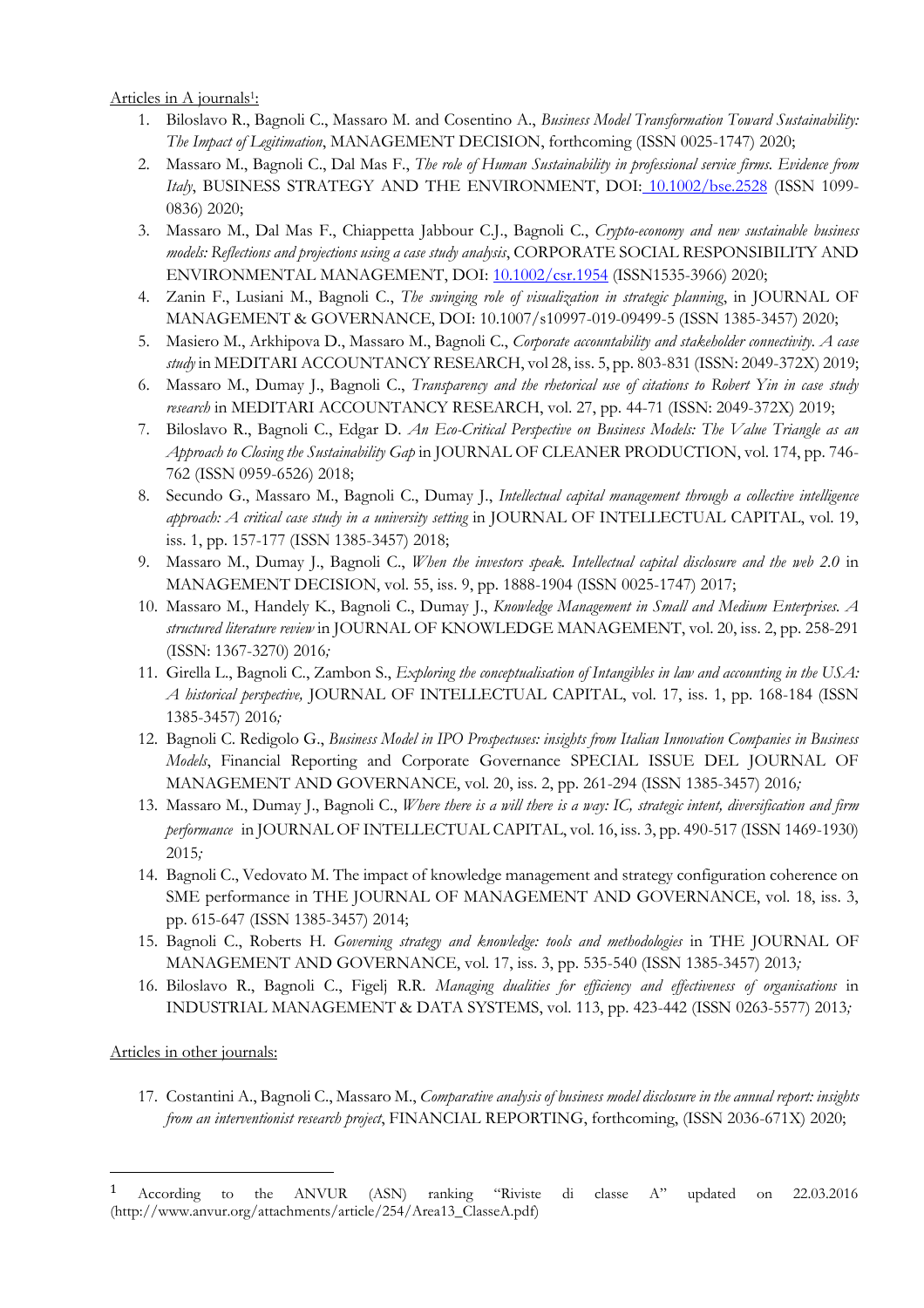Articles in A journals[1]:

1. Biloslavo R., Bagnoli C., Massaro M. and Cosentino A., *Business Model Transformation Toward Sustainability: The Impact of Legitimation*, MANAGEMENT DECISION, forthcoming (ISSN 0025-1747) 2020;
2. Massaro M., Bagnoli C., Dal Mas F., *The role of Human Sustainability in professional service firms. Evidence from Italy*, BUSINESS STRATEGY AND THE ENVIRONMENT, DOI: 10.1002/bse.2528 (ISSN 1099-0836) 2020;
3. Massaro M., Dal Mas F., Chiappetta Jabbour C.J., Bagnoli C., *Crypto-economy and new sustainable business models: Reflections and projections using a case study analysis*, CORPORATE SOCIAL RESPONSIBILITY AND ENVIRONMENTAL MANAGEMENT, DOI: 10.1002/csr.1954 (ISSN1535-3966) 2020;
4. Zanin F., Lusiani M., Bagnoli C., *The swinging role of visualization in strategic planning*, in JOURNAL OF MANAGEMENT & GOVERNANCE, DOI: 10.1007/s10997-019-09499-5 (ISSN 1385-3457) 2020;
5. Masiero M., Arkhipova D., Massaro M., Bagnoli C., *Corporate accountability and stakeholder connectivity. A case study* in MEDITARI ACCOUNTANCY RESEARCH, vol 28, iss. 5, pp. 803-831 (ISSN: 2049-372X) 2019;
6. Massaro M., Dumay J., Bagnoli C., *Transparency and the rhetorical use of citations to Robert Yin in case study research* in MEDITARI ACCOUNTANCY RESEARCH, vol. 27, pp. 44-71 (ISSN: 2049-372X) 2019;
7. Biloslavo R., Bagnoli C., Edgar D. *An Eco-Critical Perspective on Business Models: The Value Triangle as an Approach to Closing the Sustainability Gap* in JOURNAL OF CLEANER PRODUCTION, vol. 174, pp. 746-762 (ISSN 0959-6526) 2018;
8. Secundo G., Massaro M., Bagnoli C., Dumay J., *Intellectual capital management through a collective intelligence approach: A critical case study in a university setting* in JOURNAL OF INTELLECTUAL CAPITAL, vol. 19, iss. 1, pp. 157-177 (ISSN 1385-3457) 2018;
9. Massaro M., Dumay J., Bagnoli C., *When the investors speak. Intellectual capital disclosure and the web 2.0* in MANAGEMENT DECISION, vol. 55, iss. 9, pp. 1888-1904 (ISSN 0025-1747) 2017;
10. Massaro M., Handely K., Bagnoli C., Dumay J., *Knowledge Management in Small and Medium Enterprises. A structured literature review* in JOURNAL OF KNOWLEDGE MANAGEMENT, vol. 20, iss. 2, pp. 258-291 (ISSN: 1367-3270) 2016*;*
11. Girella L., Bagnoli C., Zambon S., *Exploring the conceptualisation of Intangibles in law and accounting in the USA: A historical perspective,* JOURNAL OF INTELLECTUAL CAPITAL, vol. 17, iss. 1, pp. 168-184 (ISSN 1385-3457) 2016*;*
12. Bagnoli C. Redigolo G., *Business Model in IPO Prospectuses: insights from Italian Innovation Companies in Business Models*, Financial Reporting and Corporate Governance SPECIAL ISSUE DEL JOURNAL OF MANAGEMENT AND GOVERNANCE, vol. 20, iss. 2, pp. 261-294 (ISSN 1385-3457) 2016*;*
13. Massaro M., Dumay J., Bagnoli C., *Where there is a will there is a way: IC, strategic intent, diversification and firm performance* in JOURNAL OF INTELLECTUAL CAPITAL, vol. 16, iss. 3, pp. 490-517 (ISSN 1469-1930) 2015*;*
14. Bagnoli C., Vedovato M. The impact of knowledge management and strategy configuration coherence on SME performance in THE JOURNAL OF MANAGEMENT AND GOVERNANCE, vol. 18, iss. 3, pp. 615-647 (ISSN 1385-3457) 2014;
15. Bagnoli C., Roberts H. *Governing strategy and knowledge: tools and methodologies* in THE JOURNAL OF MANAGEMENT AND GOVERNANCE, vol. 17, iss. 3, pp. 535-540 (ISSN 1385-3457) 2013*;*
16. Biloslavo R., Bagnoli C., Figelj R.R. *Managing dualities for efficiency and effectiveness of organisations* in INDUSTRIAL MANAGEMENT & DATA SYSTEMS, vol. 113, pp. 423-442 (ISSN 0263-5577) 2013*;*

Articles in other journals:

17. Costantini A., Bagnoli C., Massaro M., *Comparative analysis of business model disclosure in the annual report: insights from an interventionist research project*, FINANCIAL REPORTING, forthcoming, (ISSN 2036-671X) 2020;

---

[1] According to the ANVUR (ASN) ranking "Riviste di classe A" updated on 22.03.2016 (http://www.anvur.org/attachments/article/254/Area13_ClasseA.pdf)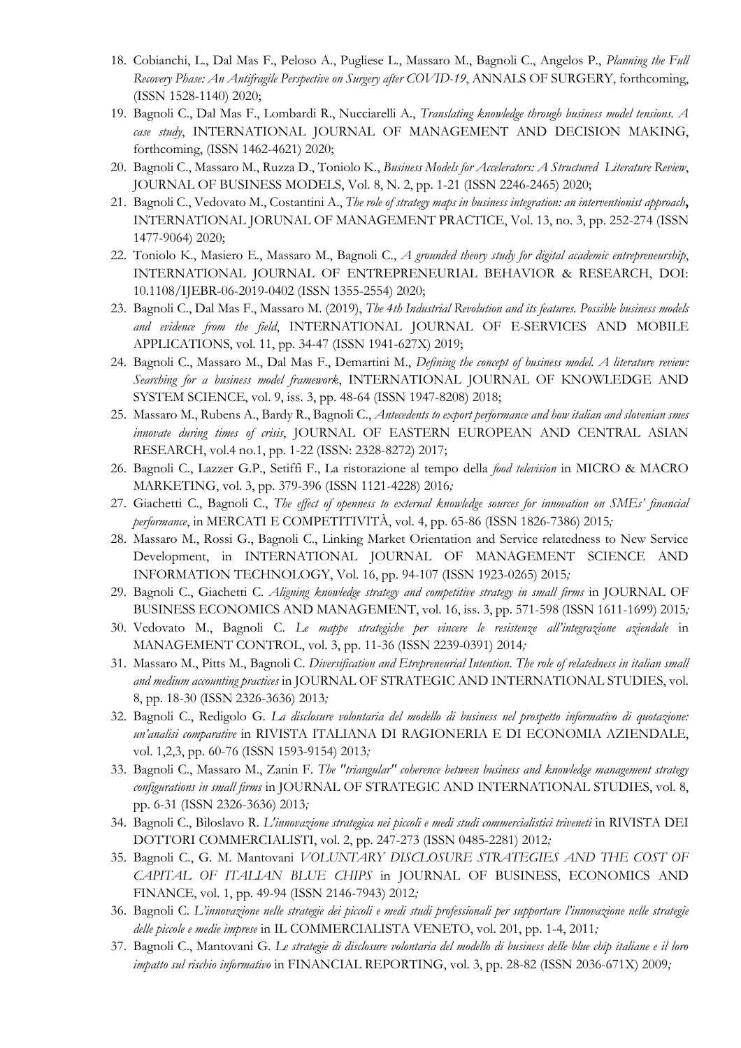18. Cobianchi, L., Dal Mas F., Peloso A., Pugliese L., Massaro M., Bagnoli C., Angelos P., *Planning the Full Recovery Phase: An Antifragile Perspective on Surgery after COVID-19*, ANNALS OF SURGERY, forthcoming, (ISSN 1528-1140) 2020;
19. Bagnoli C., Dal Mas F., Lombardi R., Nucciarelli A., *Translating knowledge through business model tensions. A case study*, INTERNATIONAL JOURNAL OF MANAGEMENT AND DECISION MAKING, forthcoming, (ISSN 1462-4621) 2020;
20. Bagnoli C., Massaro M., Ruzza D., Toniolo K., *Business Models for Accelerators: A Structured Literature Review*, JOURNAL OF BUSINESS MODELS, Vol. 8, N. 2, pp. 1-21 (ISSN 2246-2465) 2020;
21. Bagnoli C., Vedovato M., Costantini A., *The role of strategy maps in business integration: an interventionist approach*, INTERNATIONAL JORUNAL OF MANAGEMENT PRACTICE, Vol. 13, no. 3, pp. 252-274 (ISSN 1477-9064) 2020;
22. Toniolo K., Masiero E., Massaro M., Bagnoli C., *A grounded theory study for digital academic entrepreneurship*, INTERNATIONAL JOURNAL OF ENTREPRENEURIAL BEHAVIOR & RESEARCH, DOI: 10.1108/IJEBR-06-2019-0402 (ISSN 1355-2554) 2020;
23. Bagnoli C., Dal Mas F., Massaro M. (2019), *The 4th Industrial Revolution and its features. Possible business models and evidence from the field*, INTERNATIONAL JOURNAL OF E-SERVICES AND MOBILE APPLICATIONS, vol. 11, pp. 34-47 (ISSN 1941-627X) 2019;
24. Bagnoli C., Massaro M., Dal Mas F., Demartini M., *Defining the concept of business model. A literature review: Searching for a business model framework*, INTERNATIONAL JOURNAL OF KNOWLEDGE AND SYSTEM SCIENCE, vol. 9, iss. 3, pp. 48-64 (ISSN 1947-8208) 2018;
25. Massaro M., Rubens A., Bardy R., Bagnoli C., *Antecedents to export performance and how italian and slovenian smes innovate during times of crisis*, JOURNAL OF EASTERN EUROPEAN AND CENTRAL ASIAN RESEARCH, vol.4 no.1, pp. 1-22 (ISSN: 2328-8272) 2017;
26. Bagnoli C., Lazzer G.P., Setiffi F., La ristorazione al tempo della *food television* in MICRO & MACRO MARKETING, vol. 3, pp. 379-396 (ISSN 1121-4228) 2016;
27. Giachetti C., Bagnoli C., *The effect of openness to external knowledge sources for innovation on SMEs' financial performance*, in MERCATI E COMPETITIVITÀ, vol. 4, pp. 65-86 (ISSN 1826-7386) 2015;
28. Massaro M., Rossi G., Bagnoli C., Linking Market Orientation and Service relatedness to New Service Development, in INTERNATIONAL JOURNAL OF MANAGEMENT SCIENCE AND INFORMATION TECHNOLOGY, Vol. 16, pp. 94-107 (ISSN 1923-0265) 2015;
29. Bagnoli C., Giachetti C. *Aligning knowledge strategy and competitive strategy in small firms* in JOURNAL OF BUSINESS ECONOMICS AND MANAGEMENT, vol. 16, iss. 3, pp. 571-598 (ISSN 1611-1699) 2015;
30. Vedovato M., Bagnoli C. *Le mappe strategiche per vincere le resistenze all'integrazione aziendale* in MANAGEMENT CONTROL, vol. 3, pp. 11-36 (ISSN 2239-0391) 2014;
31. Massaro M., Pitts M., Bagnoli C. *Diversification and Etrepreneurial Intention. The role of relatedness in italian small and medium accounting practices* in JOURNAL OF STRATEGIC AND INTERNATIONAL STUDIES, vol. 8, pp. 18-30 (ISSN 2326-3636) 2013;
32. Bagnoli C., Redigolo G. *La disclosure volontaria del modello di business nel prospetto informativo di quotazione: un'analisi comparative* in RIVISTA ITALIANA DI RAGIONERIA E DI ECONOMIA AZIENDALE, vol. 1,2,3, pp. 60-76 (ISSN 1593-9154) 2013;
33. Bagnoli C., Massaro M., Zanin F. *The "triangular" coherence between business and knowledge management strategy configurations in small firms* in JOURNAL OF STRATEGIC AND INTERNATIONAL STUDIES, vol. 8, pp. 6-31 (ISSN 2326-3636) 2013;
34. Bagnoli C., Biloslavo R. *L'innovazione strategica nei piccoli e medi studi commercialistici triveneti* in RIVISTA DEI DOTTORI COMMERCIALISTI, vol. 2, pp. 247-273 (ISSN 0485-2281) 2012;
35. Bagnoli C., G. M. Mantovani *VOLUNTARY DISCLOSURE STRATEGIES AND THE COST OF CAPITAL OF ITALIAN BLUE CHIPS* in JOURNAL OF BUSINESS, ECONOMICS AND FINANCE, vol. 1, pp. 49-94 (ISSN 2146-7943) 2012;
36. Bagnoli C. *L'innovazione nelle strategie dei piccoli e medi studi professionali per supportare l'innovazione nelle strategie delle piccole e medie imprese* in IL COMMERCIALISTA VENETO, vol. 201, pp. 1-4, 2011;
37. Bagnoli C., Mantovani G. *Le strategie di disclosure volontaria del modello di business delle blue chip italiane e il loro impatto sul rischio informativo* in FINANCIAL REPORTING, vol. 3, pp. 28-82 (ISSN 2036-671X) 2009;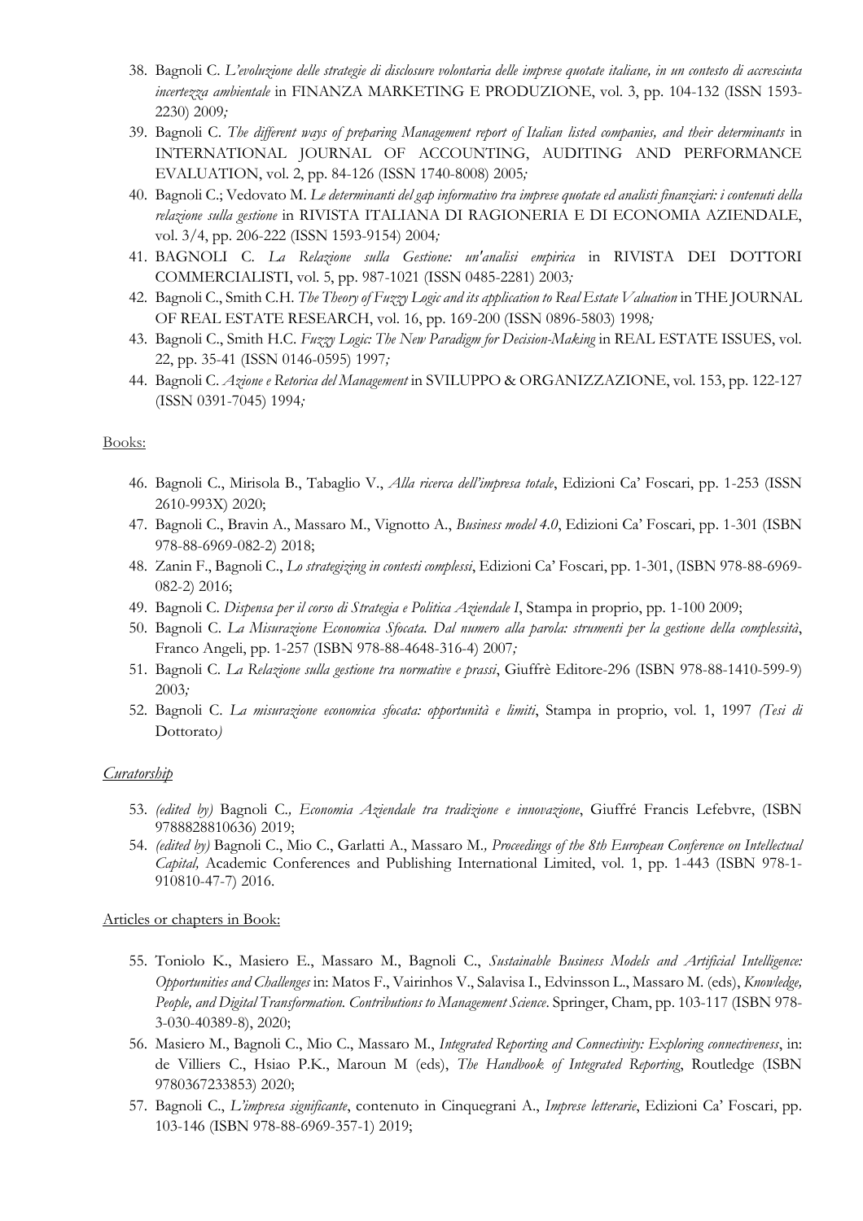38. Bagnoli C. *L'evoluzione delle strategie di disclosure volontaria delle imprese quotate italiane, in un contesto di accresciuta incertezza ambientale* in FINANZA MARKETING E PRODUZIONE, vol. 3, pp. 104-132 (ISSN 1593-2230) 2009*;*
39. Bagnoli C. *The different ways of preparing Management report of Italian listed companies, and their determinants* in INTERNATIONAL JOURNAL OF ACCOUNTING, AUDITING AND PERFORMANCE EVALUATION, vol. 2, pp. 84-126 (ISSN 1740-8008) 2005*;*
40. Bagnoli C.; Vedovato M. *Le determinanti del gap informativo tra imprese quotate ed analisti finanziari: i contenuti della relazione sulla gestione* in RIVISTA ITALIANA DI RAGIONERIA E DI ECONOMIA AZIENDALE, vol. 3/4, pp. 206-222 (ISSN 1593-9154) 2004*;*
41. BAGNOLI C. *La Relazione sulla Gestione: un'analisi empirica* in RIVISTA DEI DOTTORI COMMERCIALISTI, vol. 5, pp. 987-1021 (ISSN 0485-2281) 2003*;*
42. Bagnoli C., Smith C.H. *The Theory of Fuzzy Logic and its application to Real Estate Valuation* in THE JOURNAL OF REAL ESTATE RESEARCH, vol. 16, pp. 169-200 (ISSN 0896-5803) 1998*;*
43. Bagnoli C., Smith H.C. *Fuzzy Logic: The New Paradigm for Decision-Making* in REAL ESTATE ISSUES, vol. 22, pp. 35-41 (ISSN 0146-0595) 1997*;*
44. Bagnoli C. *Azione e Retorica del Management* in SVILUPPO & ORGANIZZAZIONE, vol. 153, pp. 122-127 (ISSN 0391-7045) 1994*;*

Books:

46. Bagnoli C., Mirisola B., Tabaglio V., *Alla ricerca dell'impresa totale*, Edizioni Ca' Foscari, pp. 1-253 (ISSN 2610-993X) 2020;
47. Bagnoli C., Bravin A., Massaro M., Vignotto A., *Business model 4.0*, Edizioni Ca' Foscari, pp. 1-301 (ISBN 978-88-6969-082-2) 2018;
48. Zanin F., Bagnoli C., *Lo strategizing in contesti complessi*, Edizioni Ca' Foscari, pp. 1-301, (ISBN 978-88-6969-082-2) 2016;
49. Bagnoli C. *Dispensa per il corso di Strategia e Politica Aziendale I*, Stampa in proprio, pp. 1-100 2009;
50. Bagnoli C. *La Misurazione Economica Sfocata. Dal numero alla parola: strumenti per la gestione della complessità*, Franco Angeli, pp. 1-257 (ISBN 978-88-4648-316-4) 2007*;*
51. Bagnoli C. *La Relazione sulla gestione tra normative e prassi*, Giuffrè Editore-296 (ISBN 978-88-1410-599-9) 2003*;*
52. Bagnoli C. *La misurazione economica sfocata: opportunità e limiti*, Stampa in proprio, vol. 1, 1997 *(Tesi di* Dottorato*)*

*Curatorship*

53. *(edited by)* Bagnoli C*., Economia Aziendale tra tradizione e innovazione*, Giuffré Francis Lefebvre, (ISBN 9788828810636) 2019;
54. *(edited by)* Bagnoli C., Mio C., Garlatti A., Massaro M*., Proceedings of the 8th European Conference on Intellectual Capital,* Academic Conferences and Publishing International Limited, vol. 1, pp. 1-443 (ISBN 978-1-910810-47-7) 2016.

Articles or chapters in Book:

55. Toniolo K., Masiero E., Massaro M., Bagnoli C., *Sustainable Business Models and Artificial Intelligence: Opportunities and Challenges* in: Matos F., Vairinhos V., Salavisa I., Edvinsson L., Massaro M. (eds), *Knowledge, People, and Digital Transformation. Contributions to Management Science*. Springer, Cham, pp. 103-117 (ISBN 978-3-030-40389-8), 2020;
56. Masiero M., Bagnoli C., Mio C., Massaro M., *Integrated Reporting and Connectivity: Exploring connectiveness*, in: de Villiers C., Hsiao P.K., Maroun M (eds), *The Handbook of Integrated Reporting*, Routledge (ISBN 9780367233853) 2020;
57. Bagnoli C., *L'impresa significante*, contenuto in Cinquegrani A., *Imprese letterarie*, Edizioni Ca' Foscari, pp. 103-146 (ISBN 978-88-6969-357-1) 2019;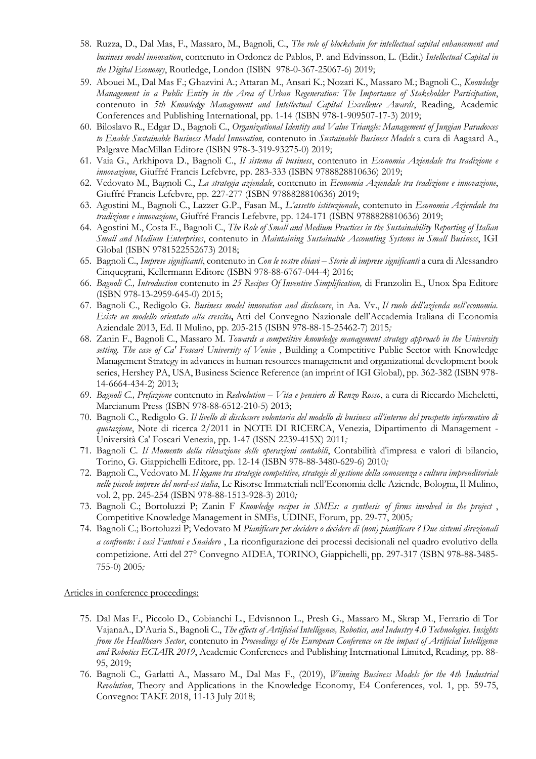58. Ruzza, D., Dal Mas, F., Massaro, M., Bagnoli, C., *The role of blockchain for intellectual capital enhancement and business model innovation*, contenuto in Ordonez de Pablos, P. and Edvinsson, L. (Edit.) *Intellectual Capital in the Digital Economy*, Routledge, London (ISBN 978-0-367-25067-6) 2019;
59. Abouei M., Dal Mas F.; Ghazvini A.; Attaran M., Ansari K.; Nozari K., Massaro M.; Bagnoli C., *Knowledge Management in a Public Entity in the Area of Urban Regeneration: The Importance of Stakeholder Participation*, contenuto in *5th Knowledge Management and Intellectual Capital Excellence Awards*, Reading, Academic Conferences and Publishing International, pp. 1-14 (ISBN 978-1-909507-17-3) 2019;
60. Biloslavo R., Edgar D., Bagnoli C., *Organizational Identity and Value Triangle: Management of Jungian Paradoxes to Enable Sustainable Business Model Innovation,* contenuto in *Sustainable Business Models* a cura di Aagaard A., Palgrave MacMillan Editore (ISBN 978-3-319-93275-0) 2019;
61. Vaia G., Arkhipova D., Bagnoli C., *Il sistema di business*, contenuto in *Economia Aziendale tra tradizione e innovazione*, Giuffré Francis Lefebvre, pp. 283-333 (ISBN 9788828810636) 2019;
62. Vedovato M., Bagnoli C., *La strategia aziendale*, contenuto in *Economia Aziendale tra tradizione e innovazione*, Giuffré Francis Lefebvre, pp. 227-277 (ISBN 9788828810636) 2019;
63. Agostini M., Bagnoli C., Lazzer G.P., Fasan M., *L'assetto istituzionale*, contenuto in *Economia Aziendale tra tradizione e innovazione*, Giuffré Francis Lefebvre, pp. 124-171 (ISBN 9788828810636) 2019;
64. Agostini M., Costa E., Bagnoli C., *The Role of Small and Medium Practices in the Sustainability Reporting of Italian Small and Medium Enterprises*, contenuto in *Maintaining Sustainable Accounting Systems in Small Business*, IGI Global (ISBN 9781522552673) 2018;
65. Bagnoli C., *Imprese significanti*, contenuto in *Con le vostre chiavi – Storie di imprese significanti* a cura di Alessandro Cinquegrani, Kellermann Editore (ISBN 978-88-6767-044-4) 2016;
66. *Bagnoli C., Introduction* contenuto in *25 Recipes Of Inventive Simplification,* di Franzolin E., Unox Spa Editore (ISBN 978-13-2959-645-0) 2015;
67. Bagnoli C., Redigolo G. *Business model innovation and disclosure*, in Aa. Vv., *Il ruolo dell'azienda nell'economia. Esiste un modello orientato alla crescita***,** Atti del Convegno Nazionale dell'Accademia Italiana di Economia Aziendale 2013, Ed. Il Mulino, pp. 205-215 (ISBN 978-88-15-25462-7) 2015*;*
68. Zanin F., Bagnoli C., Massaro M. *Towards a competitive knowledge management strategy approach in the University setting. The case of Ca' Foscari University of Venice* , Building a Competitive Public Sector with Knowledge Management Strategy in advances in human resources management and organizational development book series, Hershey PA, USA, Business Science Reference (an imprint of IGI Global), pp. 362-382 (ISBN 978-14-6664-434-2) 2013;
69. *Bagnoli C., Prefazione* contenuto in *Redvolution – Vita e pensiero di Renzo Rosso*, a cura di Riccardo Micheletti, Marcianum Press (ISBN 978-88-6512-210-5) 2013;
70. Bagnoli C., Redigolo G. *Il livello di disclosure volontaria del modello di business all'interno del prospetto informativo di quotazione*, Note di ricerca 2/2011 in NOTE DI RICERCA, Venezia, Dipartimento di Management - Università Ca' Foscari Venezia, pp. 1-47 (ISSN 2239-415X) 2011*;*
71. Bagnoli C. *Il Momento della rilevazione delle operazioni contabili*, Contabilità d'impresa e valori di bilancio, Torino, G. Giappichelli Editore, pp. 12-14 (ISBN 978-88-3480-629-6) 2010*;*
72. Bagnoli C., Vedovato M. *Il legame tra strategie competitive, strategie di gestione della conoscenza e cultura imprenditoriale nelle piccole imprese del nord-est italia*, Le Risorse Immateriali nell'Economia delle Aziende, Bologna, Il Mulino, vol. 2, pp. 245-254 (ISBN 978-88-1513-928-3) 2010*;*
73. Bagnoli C.; Bortoluzzi P; Zanin F *Knowledge recipes in SMEs: a synthesis of firms involved in the project* , Competitive Knowledge Management in SMEs, UDINE, Forum, pp. 29-77, 2005*;*
74. Bagnoli C.; Bortoluzzi P; Vedovato M *Pianificare per decidere o decidere di (non) pianificare ? Due sistemi direzionali a confronto: i casi Fantoni e Snaidero* , La riconfigurazione dei processi decisionali nel quadro evolutivo della competizione. Atti del 27° Convegno AIDEA, TORINO, Giappichelli, pp. 297-317 (ISBN 978-88-3485-755-0) 2005*;*

Articles in conference proceedings:

75. Dal Mas F., Piccolo D., Cobianchi L., Edvisnnon L., Presh G., Massaro M., Skrap M., Ferrario di Tor VajanaA., D'Auria S., Bagnoli C., *The effects of Artificial Intelligence, Robotics, and Industry 4.0 Technologies. Insights from the Healthcare Sector*, contenuto in *Proceedings of the European Conference on the impact of Artificial Intelligence and Robotics ECIAIR 2019*, Academic Conferences and Publishing International Limited, Reading, pp. 88-95, 2019;
76. Bagnoli C., Garlatti A., Massaro M., Dal Mas F., (2019), *Winning Business Models for the 4th Industrial Revolution*, Theory and Applications in the Knowledge Economy, E4 Conferences, vol. 1, pp. 59-75, Convegno: TAKE 2018, 11-13 July 2018;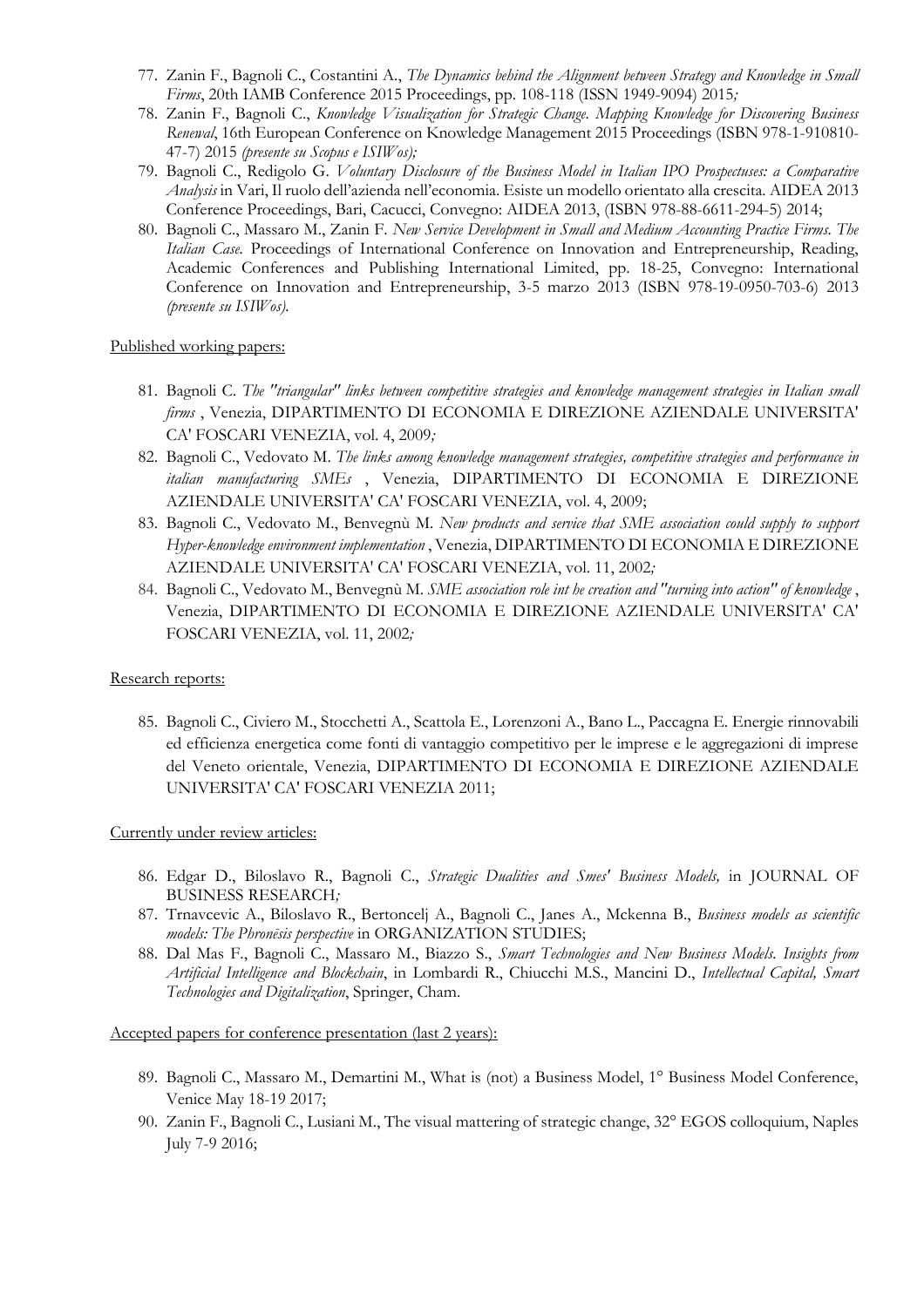77. Zanin F., Bagnoli C., Costantini A., *The Dynamics behind the Alignment between Strategy and Knowledge in Small Firms*, 20th IAMB Conference 2015 Proceedings, pp. 108-118 (ISSN 1949-9094) 2015*;*
78. Zanin F., Bagnoli C., *Knowledge Visualization for Strategic Change. Mapping Knowledge for Discovering Business Renewal*, 16th European Conference on Knowledge Management 2015 Proceedings (ISBN 978-1-910810-47-7) 2015 *(presente su Scopus e ISIWos);*
79. Bagnoli C., Redigolo G. *Voluntary Disclosure of the Business Model in Italian IPO Prospectuses: a Comparative Analysis* in Vari, Il ruolo dell'azienda nell'economia. Esiste un modello orientato alla crescita. AIDEA 2013 Conference Proceedings, Bari, Cacucci, Convegno: AIDEA 2013, (ISBN 978-88-6611-294-5) 2014;
80. Bagnoli C., Massaro M., Zanin F. *New Service Development in Small and Medium Accounting Practice Firms. The Italian Case.* Proceedings of International Conference on Innovation and Entrepreneurship, Reading, Academic Conferences and Publishing International Limited, pp. 18-25, Convegno: International Conference on Innovation and Entrepreneurship, 3-5 marzo 2013 (ISBN 978-19-0950-703-6) 2013 *(presente su ISIWos).*

Published working papers:

81. Bagnoli C. *The "triangular" links between competitive strategies and knowledge management strategies in Italian small firms* , Venezia, DIPARTIMENTO DI ECONOMIA E DIREZIONE AZIENDALE UNIVERSITA' CA' FOSCARI VENEZIA, vol. 4, 2009*;*
82. Bagnoli C., Vedovato M. *The links among knowledge management strategies, competitive strategies and performance in italian manufacturing SMEs* , Venezia, DIPARTIMENTO DI ECONOMIA E DIREZIONE AZIENDALE UNIVERSITA' CA' FOSCARI VENEZIA, vol. 4, 2009;
83. Bagnoli C., Vedovato M., Benvegnù M. *New products and service that SME association could supply to support Hyper-knowledge environment implementation* , Venezia, DIPARTIMENTO DI ECONOMIA E DIREZIONE AZIENDALE UNIVERSITA' CA' FOSCARI VENEZIA, vol. 11, 2002*;*
84. Bagnoli C., Vedovato M., Benvegnù M. *SME association role int he creation and "turning into action" of knowledge* , Venezia, DIPARTIMENTO DI ECONOMIA E DIREZIONE AZIENDALE UNIVERSITA' CA' FOSCARI VENEZIA, vol. 11, 2002*;*

Research reports:

85. Bagnoli C., Civiero M., Stocchetti A., Scattola E., Lorenzoni A., Bano L., Paccagna E. Energie rinnovabili ed efficienza energetica come fonti di vantaggio competitivo per le imprese e le aggregazioni di imprese del Veneto orientale, Venezia, DIPARTIMENTO DI ECONOMIA E DIREZIONE AZIENDALE UNIVERSITA' CA' FOSCARI VENEZIA 2011;

Currently under review articles:

86. Edgar D., Biloslavo R., Bagnoli C., *Strategic Dualities and Smes' Business Models,* in JOURNAL OF BUSINESS RESEARCH*;*
87. Trnavcevic A., Biloslavo R., Bertoncelj A., Bagnoli C., Janes A., Mckenna B., *Business models as scientific models: The Phronēsis perspective* in ORGANIZATION STUDIES;
88. Dal Mas F., Bagnoli C., Massaro M., Biazzo S., *Smart Technologies and New Business Models. Insights from Artificial Intelligence and Blockchain*, in Lombardi R., Chiucchi M.S., Mancini D., *Intellectual Capital, Smart Technologies and Digitalization*, Springer, Cham.

Accepted papers for conference presentation (last 2 years):

89. Bagnoli C., Massaro M., Demartini M., What is (not) a Business Model, 1° Business Model Conference, Venice May 18-19 2017;
90. Zanin F., Bagnoli C., Lusiani M., The visual mattering of strategic change, 32° EGOS colloquium, Naples July 7-9 2016;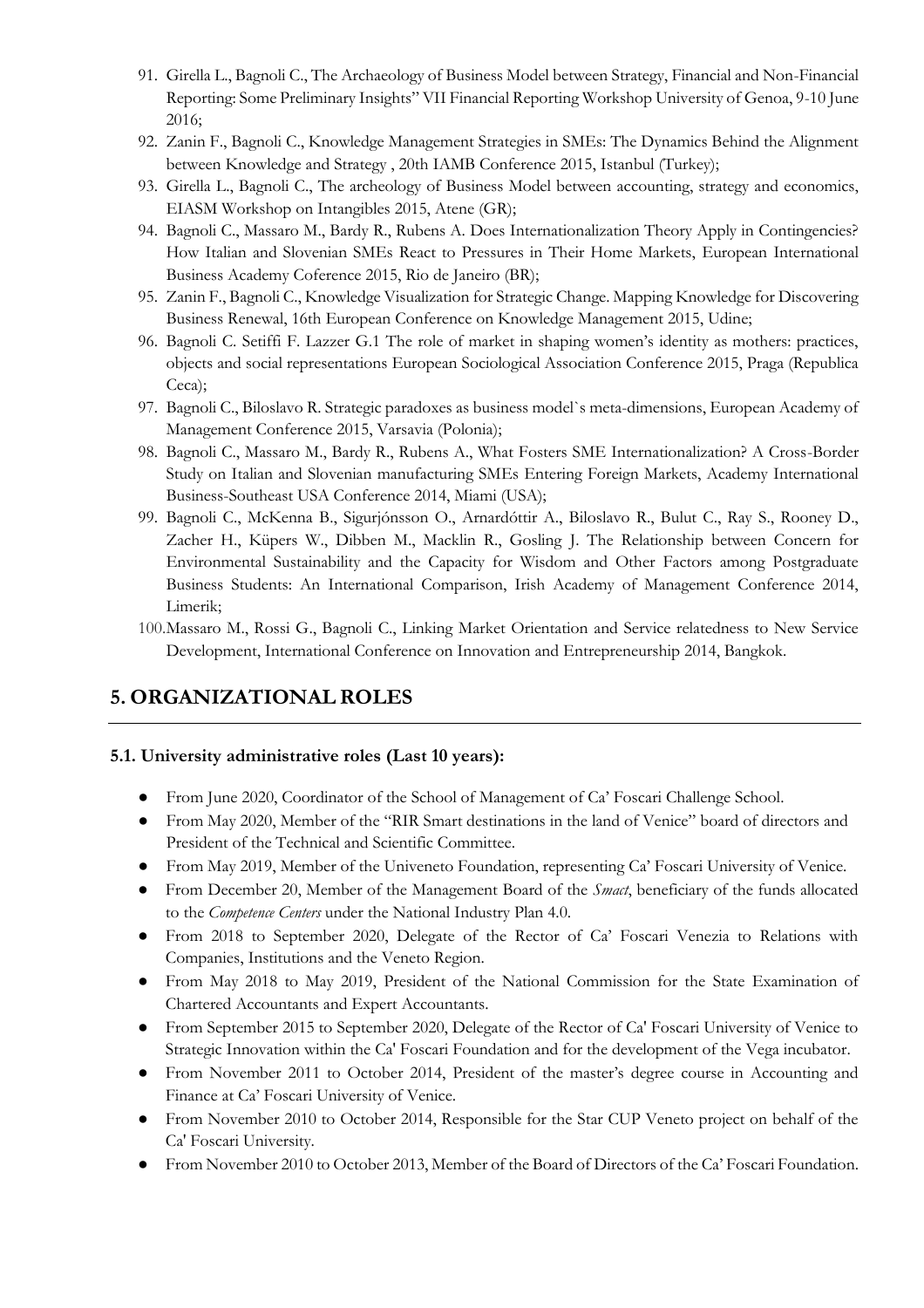91. Girella L., Bagnoli C., The Archaeology of Business Model between Strategy, Financial and Non-Financial Reporting: Some Preliminary Insights" VII Financial Reporting Workshop University of Genoa, 9-10 June 2016;
92. Zanin F., Bagnoli C., Knowledge Management Strategies in SMEs: The Dynamics Behind the Alignment between Knowledge and Strategy , 20th IAMB Conference 2015, Istanbul (Turkey);
93. Girella L., Bagnoli C., The archeology of Business Model between accounting, strategy and economics, EIASM Workshop on Intangibles 2015, Atene (GR);
94. Bagnoli C., Massaro M., Bardy R., Rubens A. Does Internationalization Theory Apply in Contingencies? How Italian and Slovenian SMEs React to Pressures in Their Home Markets, European International Business Academy Coference 2015, Rio de Janeiro (BR);
95. Zanin F., Bagnoli C., Knowledge Visualization for Strategic Change. Mapping Knowledge for Discovering Business Renewal, 16th European Conference on Knowledge Management 2015, Udine;
96. Bagnoli C. Setiffi F. Lazzer G.1 The role of market in shaping women's identity as mothers: practices, objects and social representations European Sociological Association Conference 2015, Praga (Republica Ceca);
97. Bagnoli C., Biloslavo R. Strategic paradoxes as business model`s meta-dimensions, European Academy of Management Conference 2015, Varsavia (Polonia);
98. Bagnoli C., Massaro M., Bardy R., Rubens A., What Fosters SME Internationalization? A Cross-Border Study on Italian and Slovenian manufacturing SMEs Entering Foreign Markets, Academy International Business-Southeast USA Conference 2014, Miami (USA);
99. Bagnoli C., McKenna B., Sigurjónsson O., Arnardóttir A., Biloslavo R., Bulut C., Ray S., Rooney D., Zacher H., Küpers W., Dibben M., Macklin R., Gosling J. The Relationship between Concern for Environmental Sustainability and the Capacity for Wisdom and Other Factors among Postgraduate Business Students: An International Comparison, Irish Academy of Management Conference 2014, Limerik;
100. Massaro M., Rossi G., Bagnoli C., Linking Market Orientation and Service relatedness to New Service Development, International Conference on Innovation and Entrepreneurship 2014, Bangkok.

# 5. ORGANIZATIONAL ROLES

### 5.1. University administrative roles (Last 10 years):

- From June 2020, Coordinator of the School of Management of Ca' Foscari Challenge School.
- From May 2020, Member of the "RIR Smart destinations in the land of Venice" board of directors and President of the Technical and Scientific Committee.
- From May 2019, Member of the Univeneto Foundation, representing Ca' Foscari University of Venice.
- From December 20, Member of the Management Board of the *Smact*, beneficiary of the funds allocated to the *Competence Centers* under the National Industry Plan 4.0.
- From 2018 to September 2020, Delegate of the Rector of Ca' Foscari Venezia to Relations with Companies, Institutions and the Veneto Region.
- From May 2018 to May 2019, President of the National Commission for the State Examination of Chartered Accountants and Expert Accountants.
- From September 2015 to September 2020, Delegate of the Rector of Ca' Foscari University of Venice to Strategic Innovation within the Ca' Foscari Foundation and for the development of the Vega incubator.
- From November 2011 to October 2014, President of the master's degree course in Accounting and Finance at Ca' Foscari University of Venice.
- From November 2010 to October 2014, Responsible for the Star CUP Veneto project on behalf of the Ca' Foscari University.
- From November 2010 to October 2013, Member of the Board of Directors of the Ca' Foscari Foundation.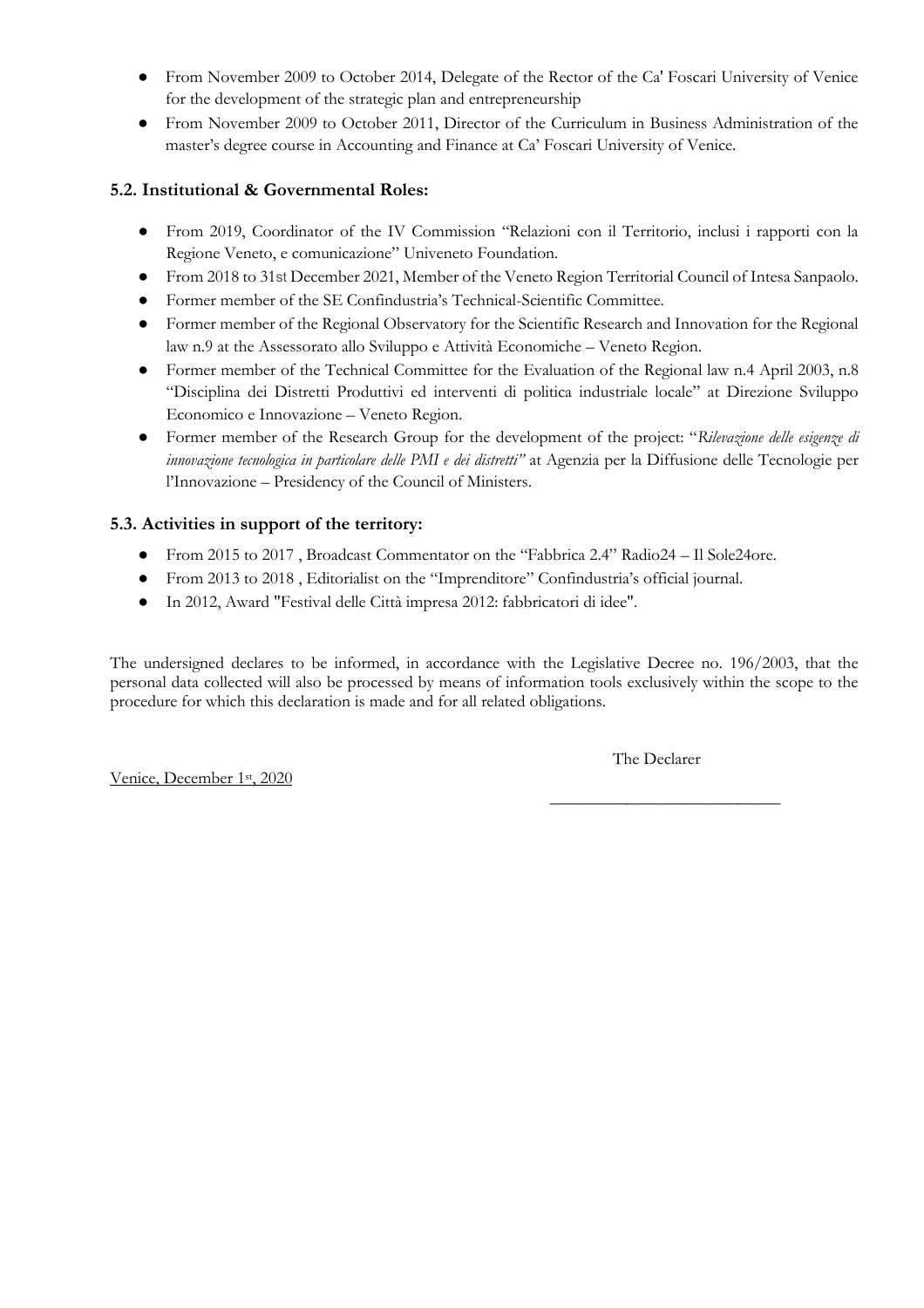- From November 2009 to October 2014, Delegate of the Rector of the Ca' Foscari University of Venice for the development of the strategic plan and entrepreneurship
- From November 2009 to October 2011, Director of the Curriculum in Business Administration of the master's degree course in Accounting and Finance at Ca' Foscari University of Venice.

### 5.2. Institutional & Governmental Roles:

- From 2019, Coordinator of the IV Commission "Relazioni con il Territorio, inclusi i rapporti con la Regione Veneto, e comunicazione" Univeneto Foundation.
- From 2018 to 31st December 2021, Member of the Veneto Region Territorial Council of Intesa Sanpaolo.
- Former member of the SE Confindustria's Technical-Scientific Committee.
- Former member of the Regional Observatory for the Scientific Research and Innovation for the Regional law n.9 at the Assessorato allo Sviluppo e Attività Economiche – Veneto Region.
- Former member of the Technical Committee for the Evaluation of the Regional law n.4 April 2003, n.8 "Disciplina dei Distretti Produttivi ed interventi di politica industriale locale" at Direzione Sviluppo Economico e Innovazione – Veneto Region.
- Former member of the Research Group for the development of the project: "*Rilevazione delle esigenze di innovazione tecnologica in particolare delle PMI e dei distretti"* at Agenzia per la Diffusione delle Tecnologie per l'Innovazione – Presidency of the Council of Ministers.

### 5.3. Activities in support of the territory:

- From 2015 to 2017 , Broadcast Commentator on the "Fabbrica 2.4" Radio24 – Il Sole24ore.
- From 2013 to 2018 , Editorialist on the "Imprenditore" Confindustria's official journal.
- In 2012, Award "Festival delle Città impresa 2012: fabbricatori di idee".

The undersigned declares to be informed, in accordance with the Legislative Decree no. 196/2003, that the personal data collected will also be processed by means of information tools exclusively within the scope to the procedure for which this declaration is made and for all related obligations.

The Declarer

Venice, December 1st, 2020

\_\_\_\_\_\_\_\_\_\_\_\_\_\_\_\_\_\_\_\_\_\_\_\_\_\_\_\_